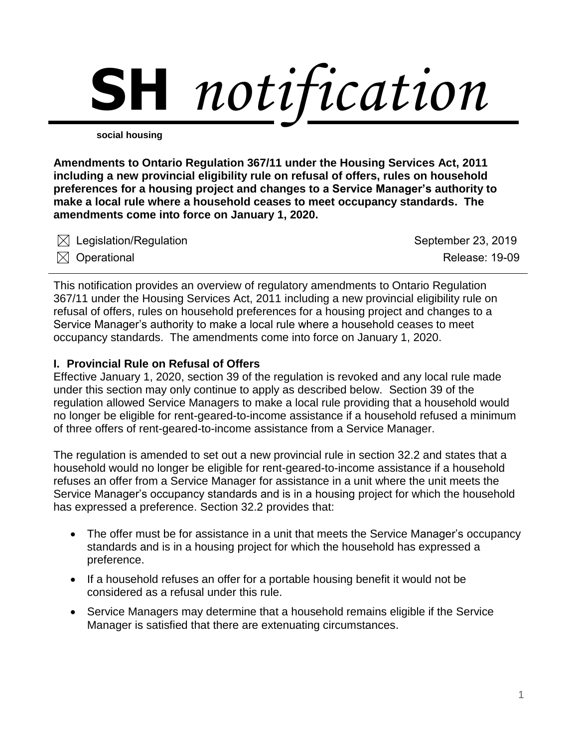# SH *notification*

**social housing**

**Amendments to Ontario Regulation 367/11 under the Housing Services Act, 2011 including a new provincial eligibility rule on refusal of offers, rules on household preferences for a housing project and changes to a Service Manager's authority to make a local rule where a household ceases to meet occupancy standards. The amendments come into force on January 1, 2020.**

☒ Legislation/Regulation — September 23, 2019

☒ Operational — Release: 19-09

---

This notification provides an overview of regulatory amendments to Ontario Regulation 367/11 under the Housing Services Act, 2011 including a new provincial eligibility rule on refusal of offers, rules on household preferences for a housing project and changes to a Service Manager's authority to make a local rule where a household ceases to meet occupancy standards. The amendments come into force on January 1, 2020.

### I. Provincial Rule on Refusal of Offers

Effective January 1, 2020, section 39 of the regulation is revoked and any local rule made under this section may only continue to apply as described below. Section 39 of the regulation allowed Service Managers to make a local rule providing that a household would no longer be eligible for rent-geared-to-income assistance if a household refused a minimum of three offers of rent-geared-to-income assistance from a Service Manager.

The regulation is amended to set out a new provincial rule in section 32.2 and states that a household would no longer be eligible for rent-geared-to-income assistance if a household refuses an offer from a Service Manager for assistance in a unit where the unit meets the Service Manager's occupancy standards and is in a housing project for which the household has expressed a preference. Section 32.2 provides that:

- The offer must be for assistance in a unit that meets the Service Manager's occupancy standards and is in a housing project for which the household has expressed a preference.
- If a household refuses an offer for a portable housing benefit it would not be considered as a refusal under this rule.
- Service Managers may determine that a household remains eligible if the Service Manager is satisfied that there are extenuating circumstances.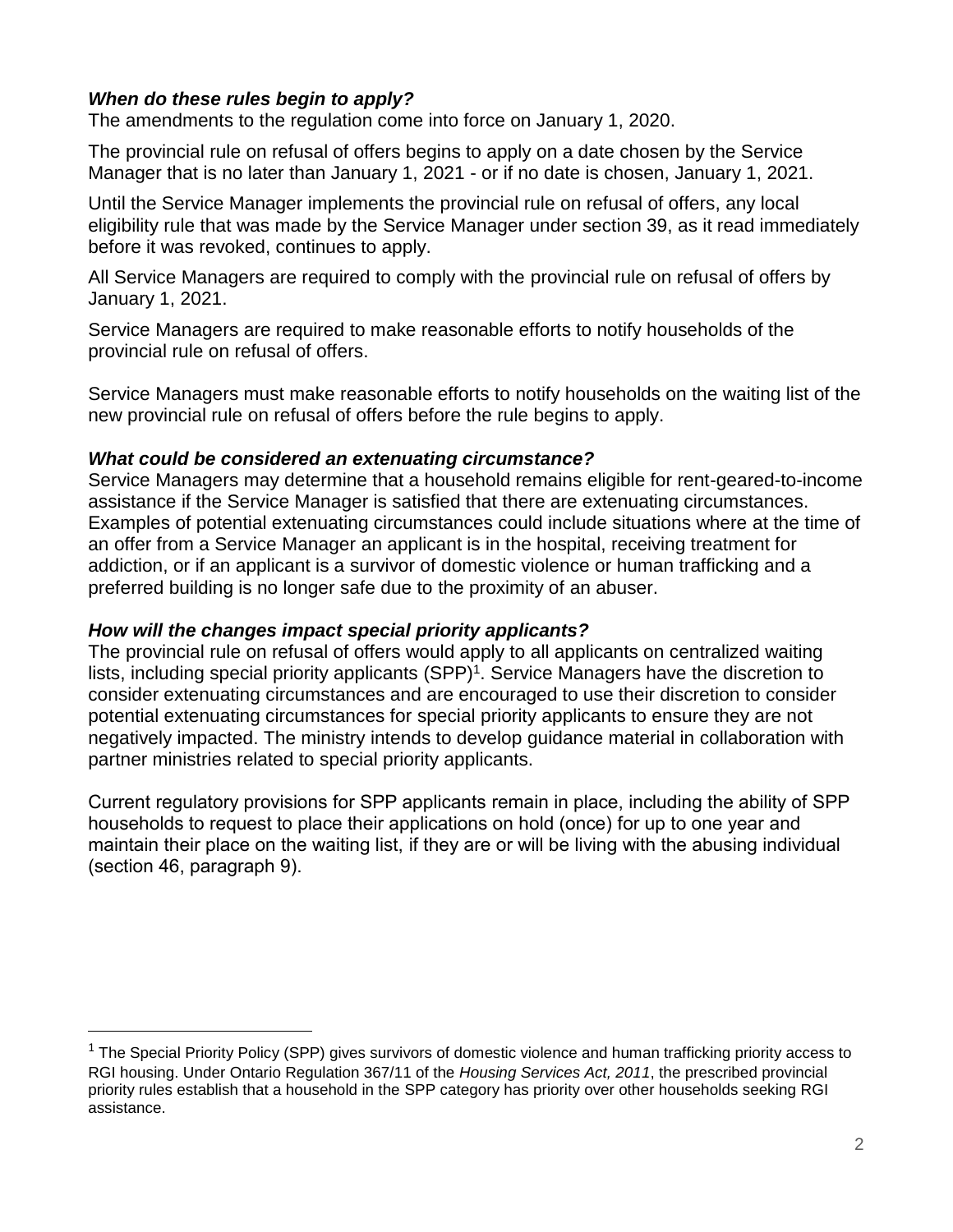### *When do these rules begin to apply?*

The amendments to the regulation come into force on January 1, 2020.

The provincial rule on refusal of offers begins to apply on a date chosen by the Service Manager that is no later than January 1, 2021 - or if no date is chosen, January 1, 2021.

Until the Service Manager implements the provincial rule on refusal of offers, any local eligibility rule that was made by the Service Manager under section 39, as it read immediately before it was revoked, continues to apply.

All Service Managers are required to comply with the provincial rule on refusal of offers by January 1, 2021.

Service Managers are required to make reasonable efforts to notify households of the provincial rule on refusal of offers.

Service Managers must make reasonable efforts to notify households on the waiting list of the new provincial rule on refusal of offers before the rule begins to apply.

### *What could be considered an extenuating circumstance?*

Service Managers may determine that a household remains eligible for rent-geared-to-income assistance if the Service Manager is satisfied that there are extenuating circumstances. Examples of potential extenuating circumstances could include situations where at the time of an offer from a Service Manager an applicant is in the hospital, receiving treatment for addiction, or if an applicant is a survivor of domestic violence or human trafficking and a preferred building is no longer safe due to the proximity of an abuser.

### *How will the changes impact special priority applicants?*

The provincial rule on refusal of offers would apply to all applicants on centralized waiting lists, including special priority applicants (SPP)[1]. Service Managers have the discretion to consider extenuating circumstances and are encouraged to use their discretion to consider potential extenuating circumstances for special priority applicants to ensure they are not negatively impacted. The ministry intends to develop guidance material in collaboration with partner ministries related to special priority applicants.

Current regulatory provisions for SPP applicants remain in place, including the ability of SPP households to request to place their applications on hold (once) for up to one year and maintain their place on the waiting list, if they are or will be living with the abusing individual (section 46, paragraph 9).

---

[1] The Special Priority Policy (SPP) gives survivors of domestic violence and human trafficking priority access to RGI housing. Under Ontario Regulation 367/11 of the *Housing Services Act, 2011*, the prescribed provincial priority rules establish that a household in the SPP category has priority over other households seeking RGI assistance.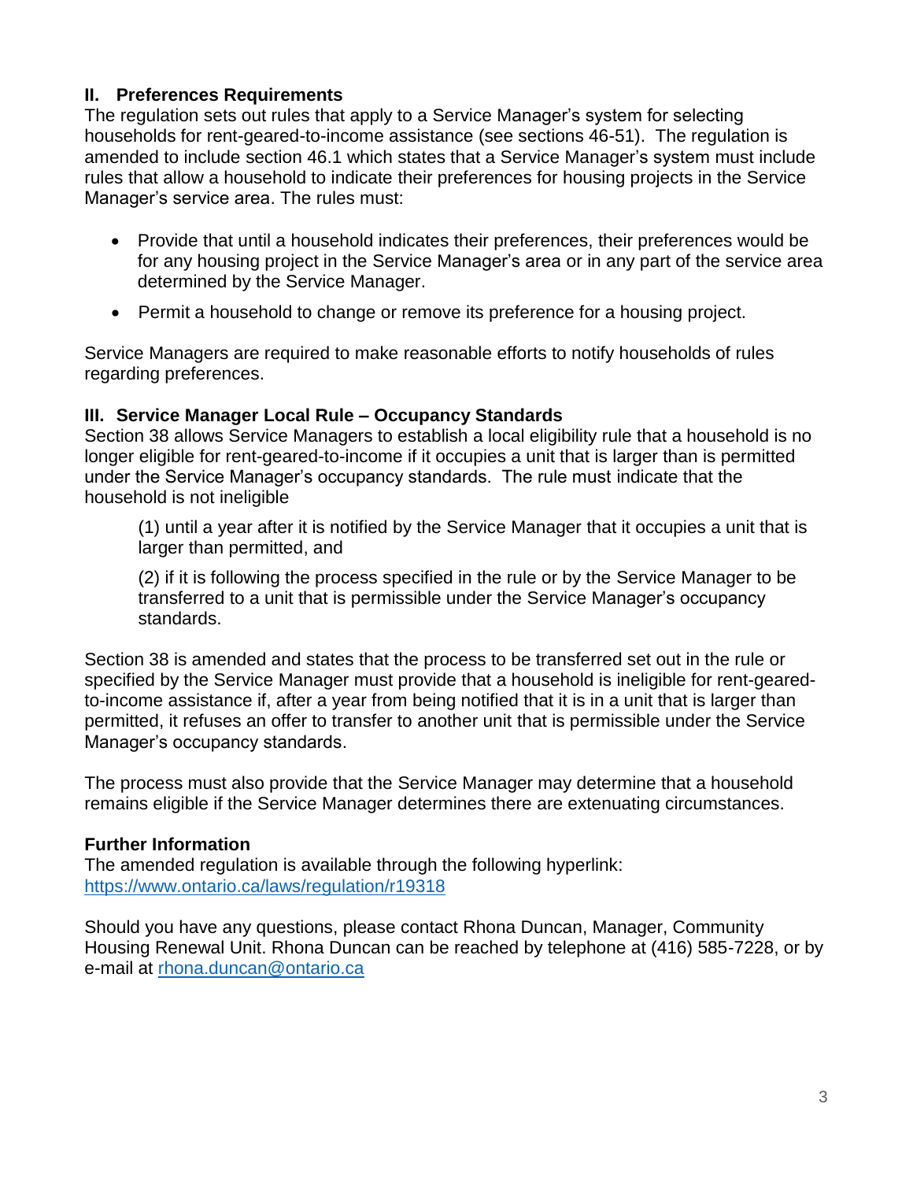## II. Preferences Requirements

The regulation sets out rules that apply to a Service Manager's system for selecting households for rent-geared-to-income assistance (see sections 46-51). The regulation is amended to include section 46.1 which states that a Service Manager's system must include rules that allow a household to indicate their preferences for housing projects in the Service Manager's service area. The rules must:

- Provide that until a household indicates their preferences, their preferences would be for any housing project in the Service Manager's area or in any part of the service area determined by the Service Manager.
- Permit a household to change or remove its preference for a housing project.

Service Managers are required to make reasonable efforts to notify households of rules regarding preferences.

## III. Service Manager Local Rule – Occupancy Standards

Section 38 allows Service Managers to establish a local eligibility rule that a household is no longer eligible for rent-geared-to-income if it occupies a unit that is larger than is permitted under the Service Manager's occupancy standards. The rule must indicate that the household is not ineligible

> (1) until a year after it is notified by the Service Manager that it occupies a unit that is larger than permitted, and
>
> (2) if it is following the process specified in the rule or by the Service Manager to be transferred to a unit that is permissible under the Service Manager's occupancy standards.

Section 38 is amended and states that the process to be transferred set out in the rule or specified by the Service Manager must provide that a household is ineligible for rent-geared-to-income assistance if, after a year from being notified that it is in a unit that is larger than permitted, it refuses an offer to transfer to another unit that is permissible under the Service Manager's occupancy standards.

The process must also provide that the Service Manager may determine that a household remains eligible if the Service Manager determines there are extenuating circumstances.

## Further Information

The amended regulation is available through the following hyperlink:
[https://www.ontario.ca/laws/regulation/r19318](https://www.ontario.ca/laws/regulation/r19318)

Should you have any questions, please contact Rhona Duncan, Manager, Community Housing Renewal Unit. Rhona Duncan can be reached by telephone at (416) 585-7228, or by e-mail at [rhona.duncan@ontario.ca](mailto:rhona.duncan@ontario.ca)